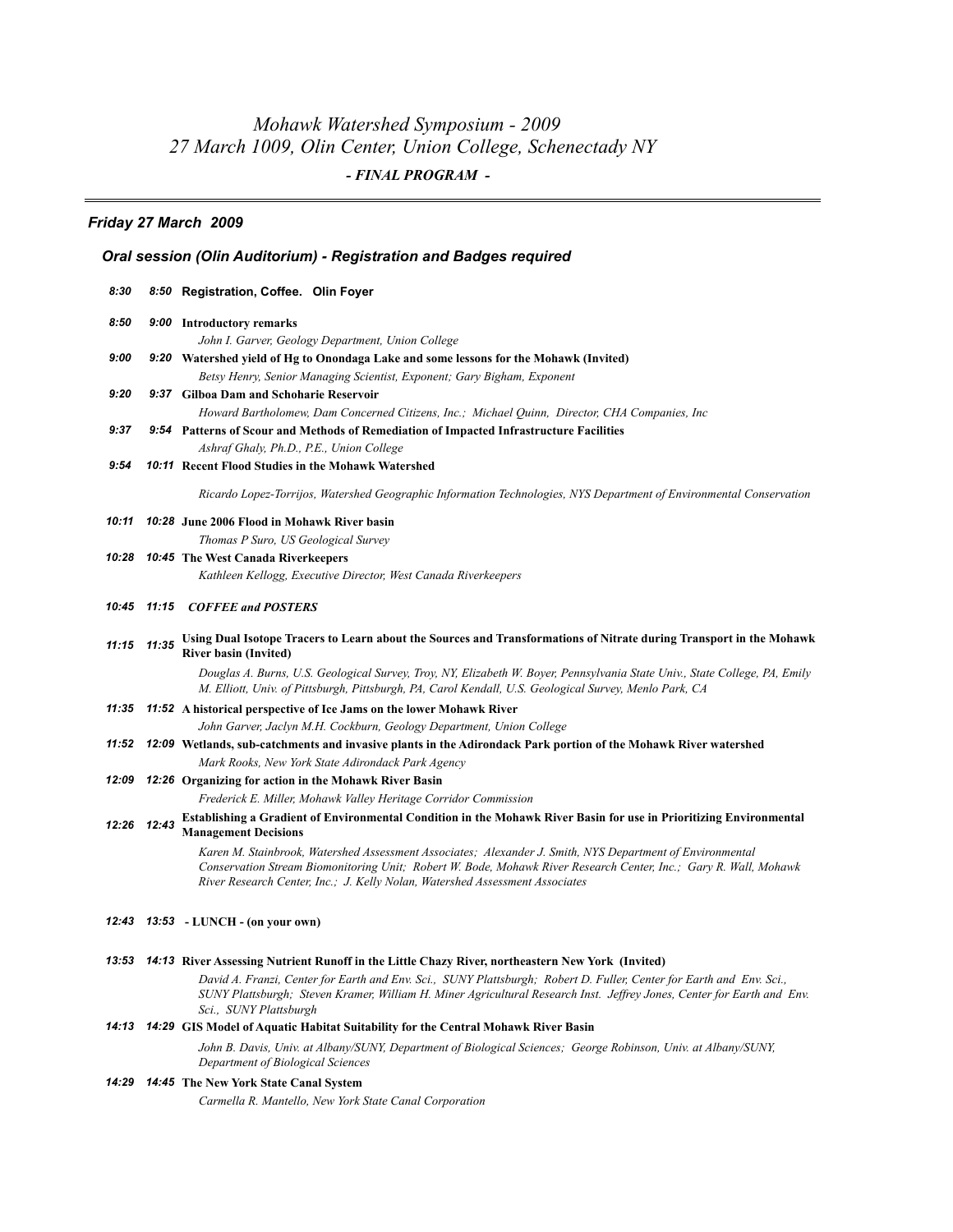# *Mohawk Watershed Symposium - 2009*
# *27 March 1009, Olin Center, Union College, Schenectady NY*

*- FINAL PROGRAM -*

---

## *Friday 27 March 2009*

### *Oral session (Olin Auditorium) - Registration and Badges required*

*8:30* *8:50* **Registration, Coffee. Olin Foyer**

*8:50* *9:00* **Introductory remarks**
*John I. Garver, Geology Department, Union College*

*9:00* *9:20* **Watershed yield of Hg to Onondaga Lake and some lessons for the Mohawk (Invited)**
*Betsy Henry, Senior Managing Scientist, Exponent; Gary Bigham, Exponent*

*9:20* *9:37* **Gilboa Dam and Schoharie Reservoir**
*Howard Bartholomew, Dam Concerned Citizens, Inc.; Michael Quinn, Director, CHA Companies, Inc*

*9:37* *9:54* **Patterns of Scour and Methods of Remediation of Impacted Infrastructure Facilities**
*Ashraf Ghaly, Ph.D., P.E., Union College*

*9:54* *10:11* **Recent Flood Studies in the Mohawk Watershed**
*Ricardo Lopez-Torrijos, Watershed Geographic Information Technologies, NYS Department of Environmental Conservation*

*10:11* *10:28* **June 2006 Flood in Mohawk River basin**
*Thomas P Suro, US Geological Survey*

*10:28* *10:45* **The West Canada Riverkeepers**
*Kathleen Kellogg, Executive Director, West Canada Riverkeepers*

*10:45* *11:15* ***COFFEE and POSTERS***

*11:15* *11:35* **Using Dual Isotope Tracers to Learn about the Sources and Transformations of Nitrate during Transport in the Mohawk River basin (Invited)**
*Douglas A. Burns, U.S. Geological Survey, Troy, NY, Elizabeth W. Boyer, Pennsylvania State Univ., State College, PA, Emily M. Elliott, Univ. of Pittsburgh, Pittsburgh, PA, Carol Kendall, U.S. Geological Survey, Menlo Park, CA*

*11:35* *11:52* **A historical perspective of Ice Jams on the lower Mohawk River**
*John Garver, Jaclyn M.H. Cockburn, Geology Department, Union College*

*11:52* *12:09* **Wetlands, sub-catchments and invasive plants in the Adirondack Park portion of the Mohawk River watershed**
*Mark Rooks, New York State Adirondack Park Agency*

*12:09* *12:26* **Organizing for action in the Mohawk River Basin**
*Frederick E. Miller, Mohawk Valley Heritage Corridor Commission*

*12:26* *12:43* **Establishing a Gradient of Environmental Condition in the Mohawk River Basin for use in Prioritizing Environmental Management Decisions**
*Karen M. Stainbrook, Watershed Assessment Associates; Alexander J. Smith, NYS Department of Environmental Conservation Stream Biomonitoring Unit; Robert W. Bode, Mohawk River Research Center, Inc.; Gary R. Wall, Mohawk River Research Center, Inc.; J. Kelly Nolan, Watershed Assessment Associates*

*12:43* *13:53* **- LUNCH - (on your own)**

*13:53* *14:13* **River Assessing Nutrient Runoff in the Little Chazy River, northeastern New York (Invited)**
*David A. Franzi, Center for Earth and Env. Sci., SUNY Plattsburgh; Robert D. Fuller, Center for Earth and Env. Sci., SUNY Plattsburgh; Steven Kramer, William H. Miner Agricultural Research Inst. Jeffrey Jones, Center for Earth and Env. Sci., SUNY Plattsburgh*

*14:13* *14:29* **GIS Model of Aquatic Habitat Suitability for the Central Mohawk River Basin**
*John B. Davis, Univ. at Albany/SUNY, Department of Biological Sciences; George Robinson, Univ. at Albany/SUNY, Department of Biological Sciences*

*14:29* *14:45* **The New York State Canal System**
*Carmella R. Mantello, New York State Canal Corporation*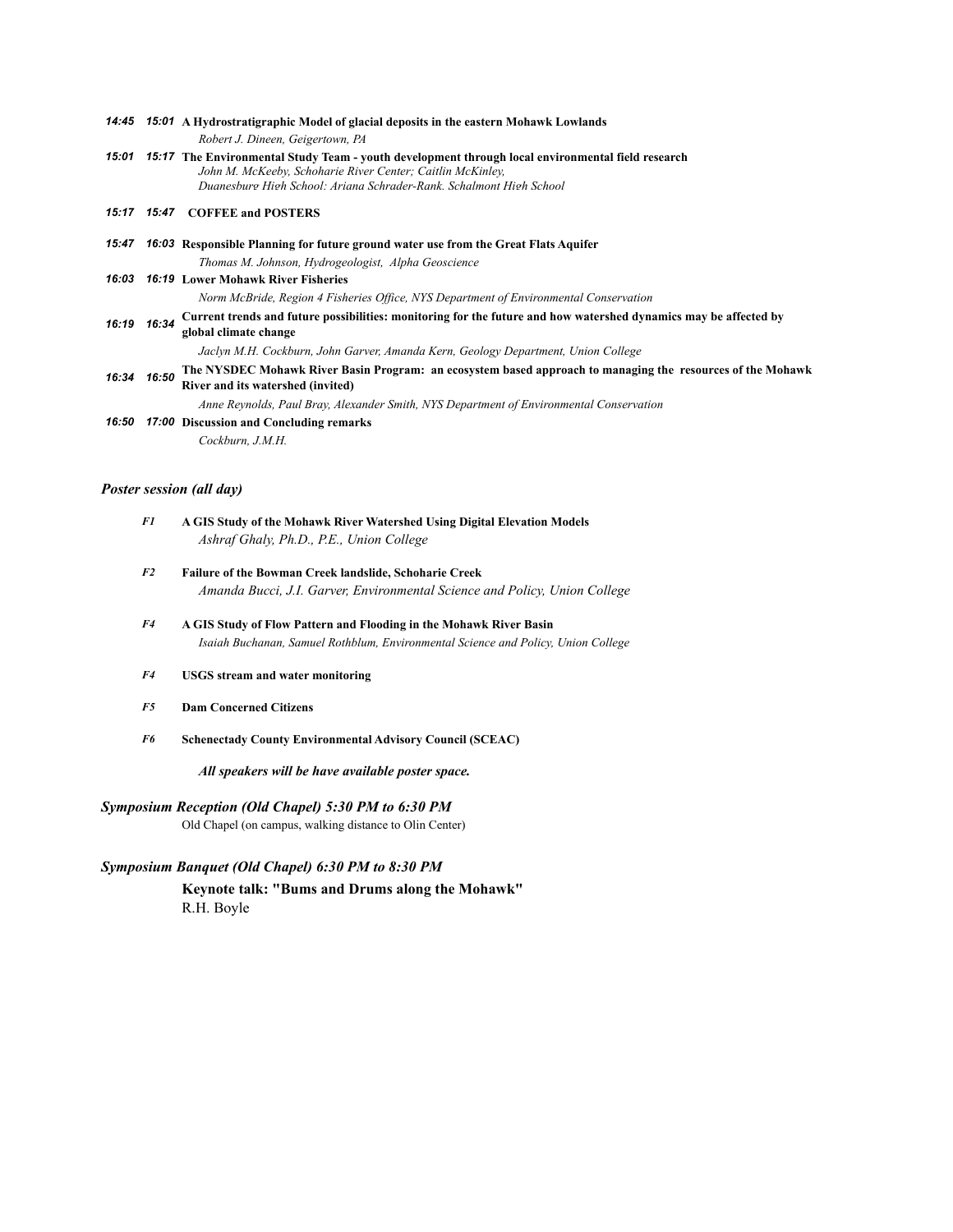***14:45 15:01*** **A Hydrostratigraphic Model of glacial deposits in the eastern Mohawk Lowlands**
*Robert J. Dineen, Geigertown, PA*

***15:01 15:17*** **The Environmental Study Team - youth development through local environmental field research**
*John M. McKeeby, Schoharie River Center; Caitlin McKinley, Duanesburg High School; Ariana Schrader-Rank, Schalmont High School*

***15:17 15:47*** **COFFEE and POSTERS**

***15:47 16:03*** **Responsible Planning for future ground water use from the Great Flats Aquifer**
*Thomas M. Johnson, Hydrogeologist, Alpha Geoscience*

***16:03 16:19*** **Lower Mohawk River Fisheries**
*Norm McBride, Region 4 Fisheries Office, NYS Department of Environmental Conservation*

***16:19 16:34*** **Current trends and future possibilities: monitoring for the future and how watershed dynamics may be affected by global climate change**
*Jaclyn M.H. Cockburn, John Garver, Amanda Kern, Geology Department, Union College*

***16:34 16:50*** **The NYSDEC Mohawk River Basin Program: an ecosystem based approach to managing the resources of the Mohawk River and its watershed (invited)**
*Anne Reynolds, Paul Bray, Alexander Smith, NYS Department of Environmental Conservation*

***16:50 17:00*** **Discussion and Concluding remarks**
*Cockburn, J.M.H.*

### *Poster session (all day)*

*F1* **A GIS Study of the Mohawk River Watershed Using Digital Elevation Models**
*Ashraf Ghaly, Ph.D., P.E., Union College*

*F2* **Failure of the Bowman Creek landslide, Schoharie Creek**
*Amanda Bucci, J.I. Garver, Environmental Science and Policy, Union College*

*F4* **A GIS Study of Flow Pattern and Flooding in the Mohawk River Basin**
*Isaiah Buchanan, Samuel Rothblum, Environmental Science and Policy, Union College*

*F4* **USGS stream and water monitoring**

*F5* **Dam Concerned Citizens**

*F6* **Schenectady County Environmental Advisory Council (SCEAC)**

***All speakers will be have available poster space.***

### *Symposium Reception (Old Chapel) 5:30 PM to 6:30 PM*

Old Chapel (on campus, walking distance to Olin Center)

### *Symposium Banquet (Old Chapel) 6:30 PM to 8:30 PM*

**Keynote talk: "Bums and Drums along the Mohawk"**
R.H. Boyle